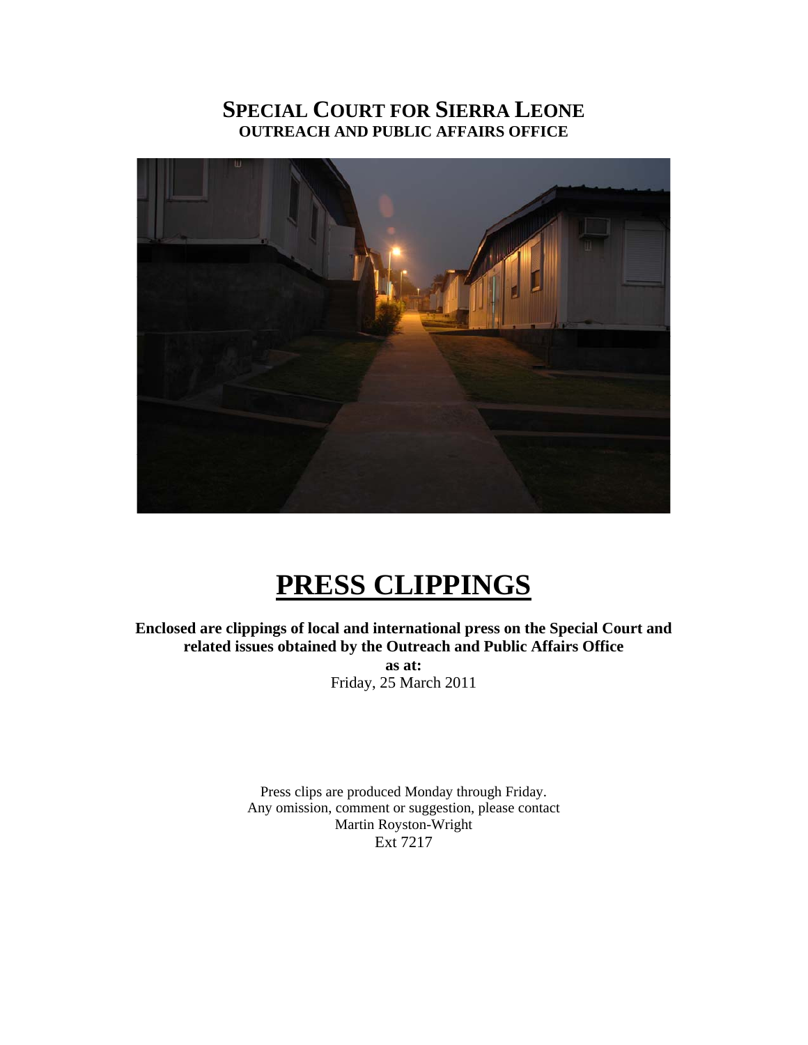# SPECIAL COURT FOR SIERRA LEONE
## OUTREACH AND PUBLIC AFFAIRS OFFICE

# PRESS CLIPPINGS

**Enclosed are clippings of local and international press on the Special Court and related issues obtained by the Outreach and Public Affairs Office**

**as at:**

Friday, 25 March 2011

Press clips are produced Monday through Friday.
Any omission, comment or suggestion, please contact
Martin Royston-Wright
Ext 7217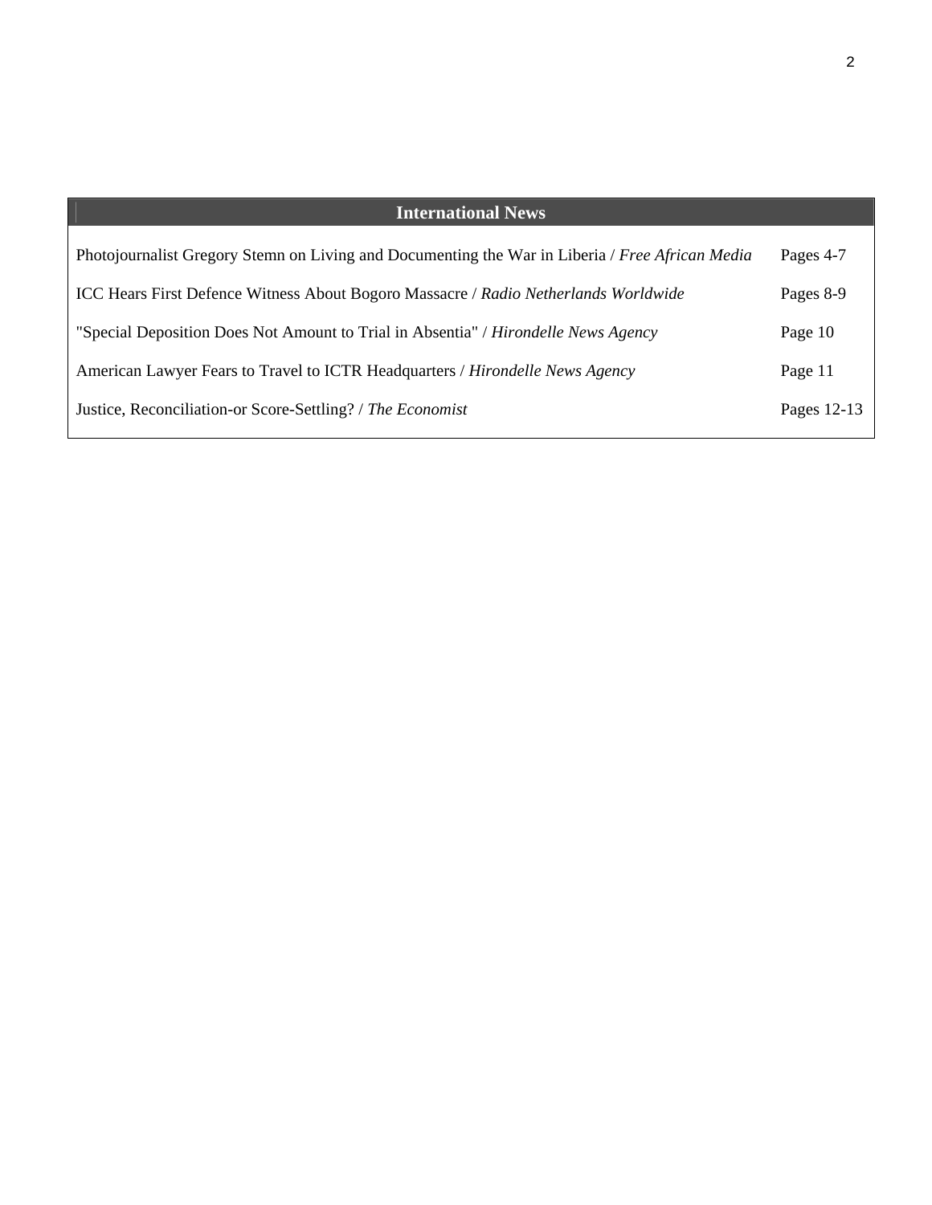| International News | |
|---|---|
| Photojournalist Gregory Stemn on Living and Documenting the War in Liberia / *Free African Media* | Pages 4-7 |
| ICC Hears First Defence Witness About Bogoro Massacre / *Radio Netherlands Worldwide* | Pages 8-9 |
| "Special Deposition Does Not Amount to Trial in Absentia" / *Hirondelle News Agency* | Page 10 |
| American Lawyer Fears to Travel to ICTR Headquarters / *Hirondelle News Agency* | Page 11 |
| Justice, Reconciliation-or Score-Settling? / *The Economist* | Pages 12-13 |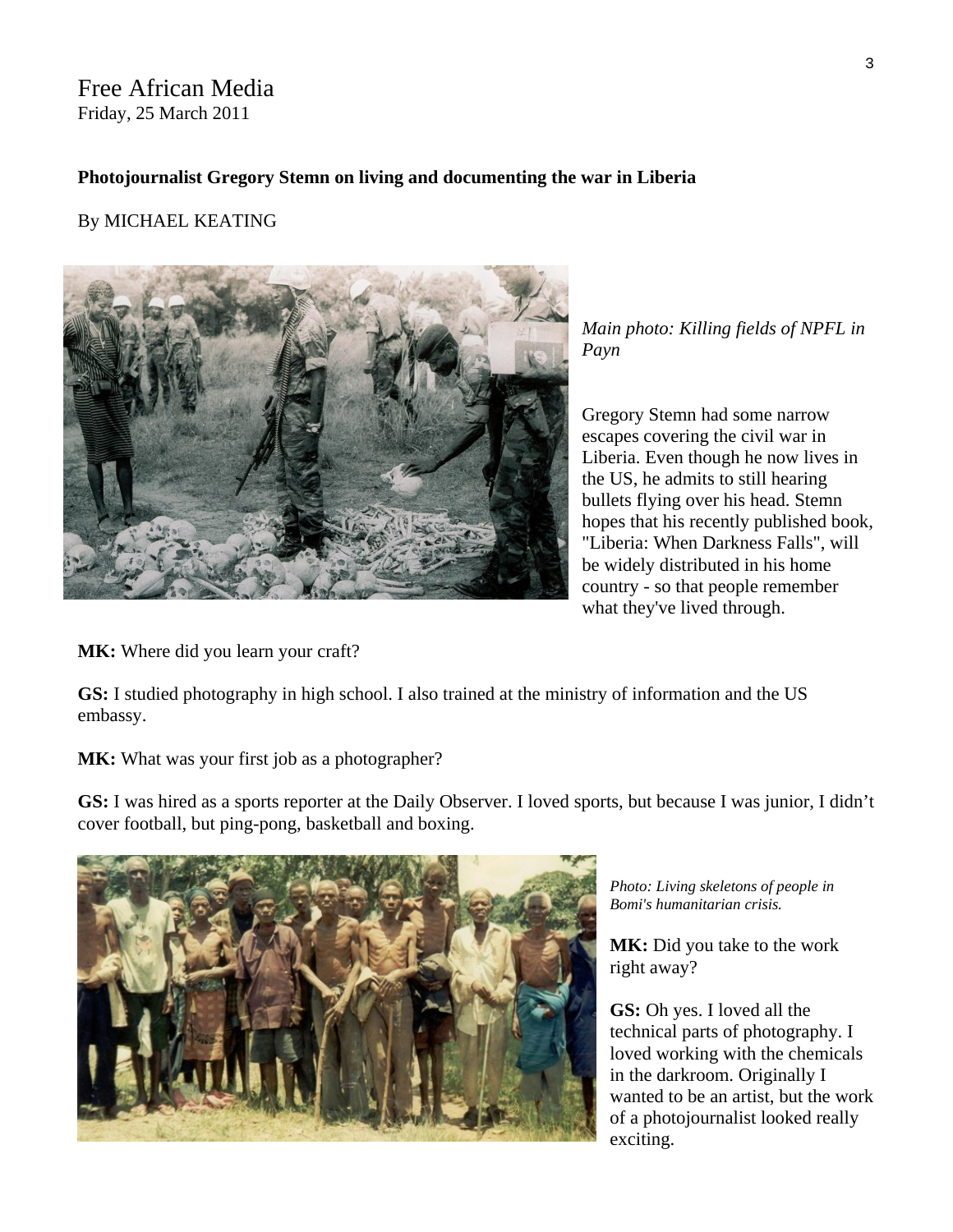Free African Media
Friday, 25 March 2011

**Photojournalist Gregory Stemn on living and documenting the war in Liberia**

By MICHAEL KEATING

*Main photo: Killing fields of NPFL in Payn*

Gregory Stemn had some narrow escapes covering the civil war in Liberia. Even though he now lives in the US, he admits to still hearing bullets flying over his head. Stemn hopes that his recently published book, "Liberia: When Darkness Falls", will be widely distributed in his home country - so that people remember what they've lived through.

**MK:** Where did you learn your craft?

**GS:** I studied photography in high school. I also trained at the ministry of information and the US embassy.

**MK:** What was your first job as a photographer?

**GS:** I was hired as a sports reporter at the Daily Observer. I loved sports, but because I was junior, I didn't cover football, but ping-pong, basketball and boxing.

*Photo: Living skeletons of people in Bomi's humanitarian crisis.*

**MK:** Did you take to the work right away?

**GS:** Oh yes. I loved all the technical parts of photography. I loved working with the chemicals in the darkroom. Originally I wanted to be an artist, but the work of a photojournalist looked really exciting.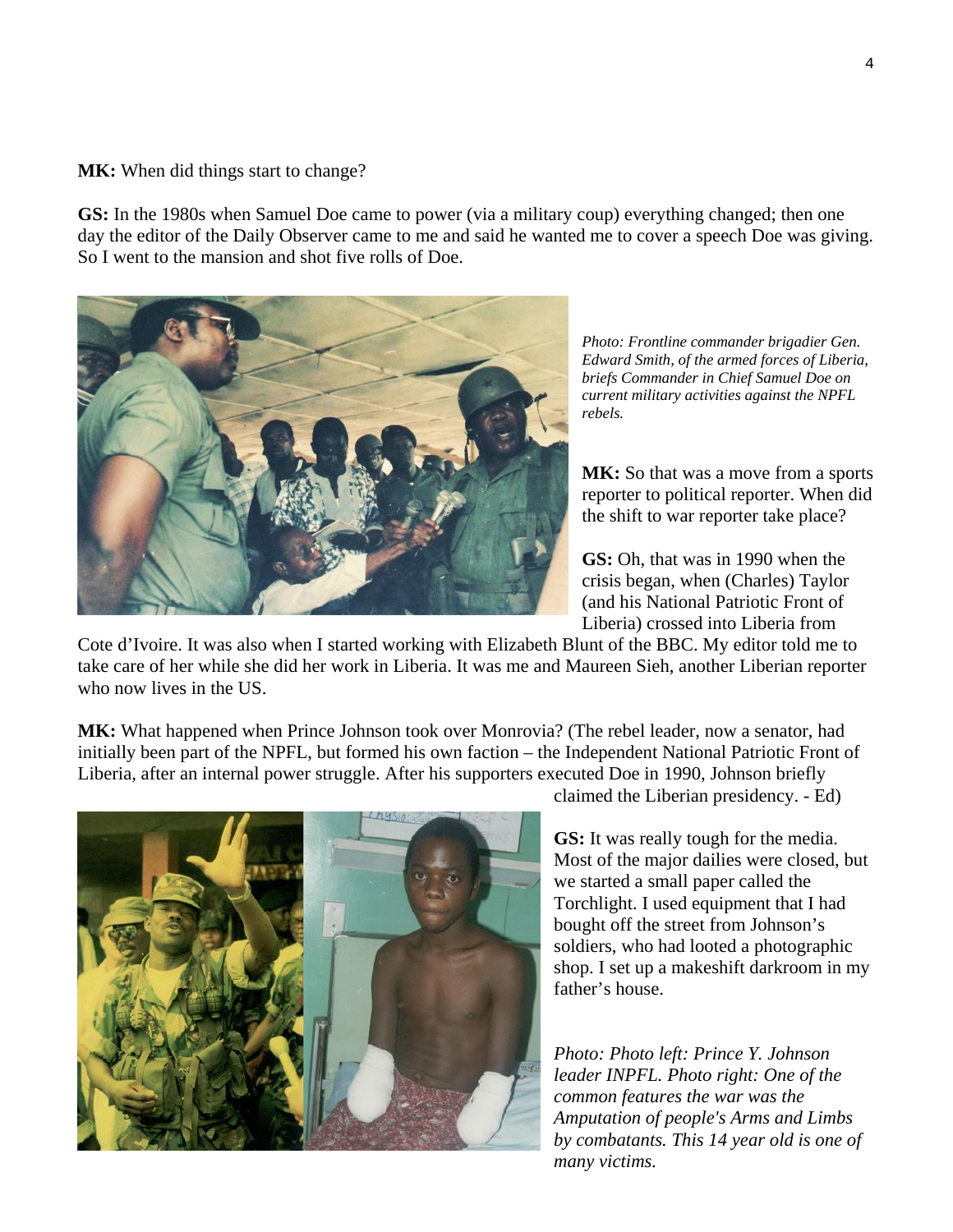**MK:** When did things start to change?

**GS:** In the 1980s when Samuel Doe came to power (via a military coup) everything changed; then one day the editor of the Daily Observer came to me and said he wanted me to cover a speech Doe was giving. So I went to the mansion and shot five rolls of Doe.

*Photo: Frontline commander brigadier Gen. Edward Smith, of the armed forces of Liberia, briefs Commander in Chief Samuel Doe on current military activities against the NPFL rebels.*

**MK:** So that was a move from a sports reporter to political reporter. When did the shift to war reporter take place?

**GS:** Oh, that was in 1990 when the crisis began, when (Charles) Taylor (and his National Patriotic Front of Liberia) crossed into Liberia from Cote d'Ivoire. It was also when I started working with Elizabeth Blunt of the BBC. My editor told me to take care of her while she did her work in Liberia. It was me and Maureen Sieh, another Liberian reporter who now lives in the US.

**MK:** What happened when Prince Johnson took over Monrovia? (The rebel leader, now a senator, had initially been part of the NPFL, but formed his own faction – the Independent National Patriotic Front of Liberia, after an internal power struggle. After his supporters executed Doe in 1990, Johnson briefly claimed the Liberian presidency. - Ed)

**GS:** It was really tough for the media. Most of the major dailies were closed, but we started a small paper called the Torchlight. I used equipment that I had bought off the street from Johnson's soldiers, who had looted a photographic shop. I set up a makeshift darkroom in my father's house.

*Photo: Photo left: Prince Y. Johnson leader INPFL. Photo right: One of the common features the war was the Amputation of people's Arms and Limbs by combatants. This 14 year old is one of many victims.*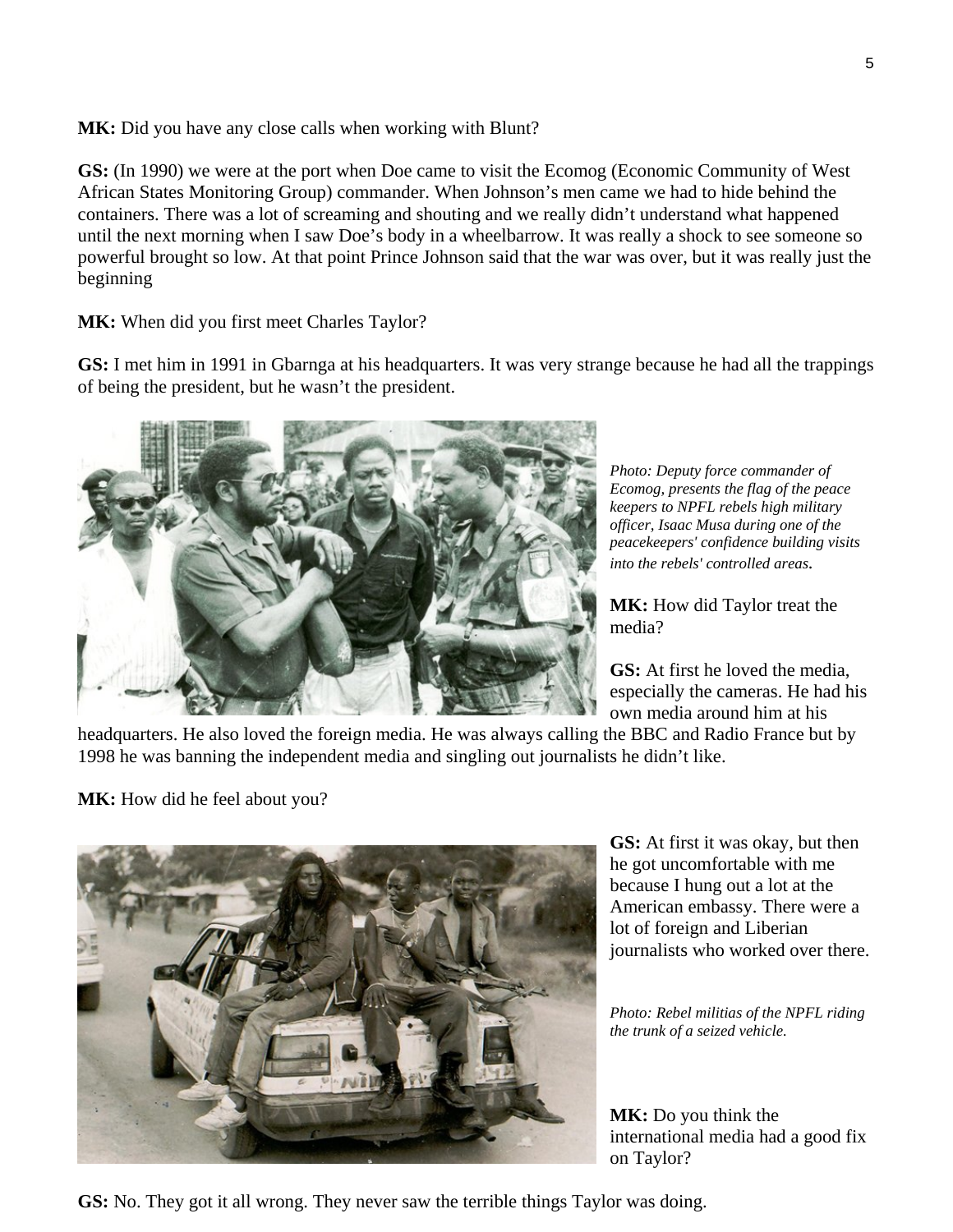**MK:** Did you have any close calls when working with Blunt?

**GS:** (In 1990) we were at the port when Doe came to visit the Ecomog (Economic Community of West African States Monitoring Group) commander. When Johnson's men came we had to hide behind the containers. There was a lot of screaming and shouting and we really didn't understand what happened until the next morning when I saw Doe's body in a wheelbarrow. It was really a shock to see someone so powerful brought so low. At that point Prince Johnson said that the war was over, but it was really just the beginning

**MK:** When did you first meet Charles Taylor?

**GS:** I met him in 1991 in Gbarnga at his headquarters. It was very strange because he had all the trappings of being the president, but he wasn't the president.

*Photo: Deputy force commander of Ecomog, presents the flag of the peace keepers to NPFL rebels high military officer, Isaac Musa during one of the peacekeepers' confidence building visits into the rebels' controlled areas.*

**MK:** How did Taylor treat the media?

**GS:** At first he loved the media, especially the cameras. He had his own media around him at his headquarters. He also loved the foreign media. He was always calling the BBC and Radio France but by 1998 he was banning the independent media and singling out journalists he didn't like.

**MK:** How did he feel about you?

**GS:** At first it was okay, but then he got uncomfortable with me because I hung out a lot at the American embassy. There were a lot of foreign and Liberian journalists who worked over there.

*Photo: Rebel militias of the NPFL riding the trunk of a seized vehicle.*

**MK:** Do you think the international media had a good fix on Taylor?

**GS:** No. They got it all wrong. They never saw the terrible things Taylor was doing.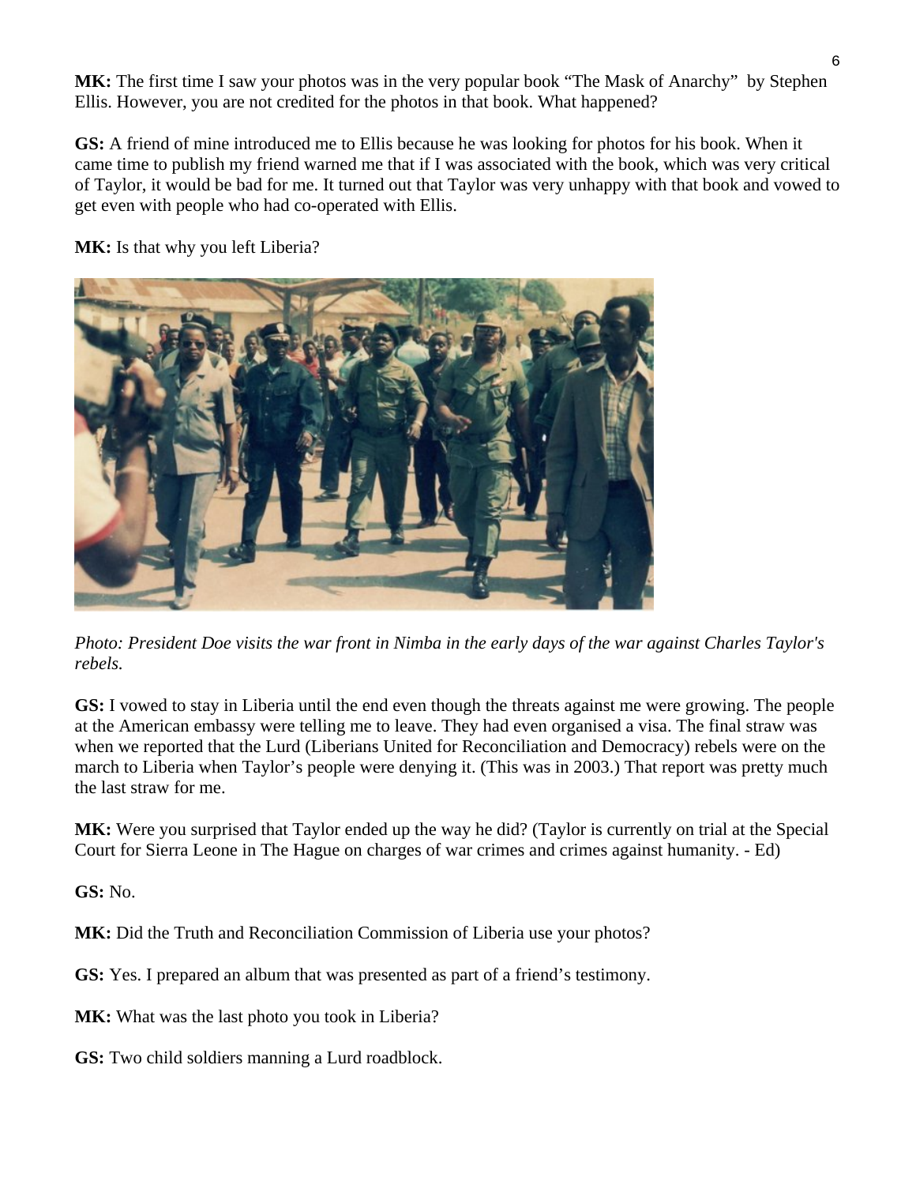**MK:** The first time I saw your photos was in the very popular book "The Mask of Anarchy" by Stephen Ellis. However, you are not credited for the photos in that book. What happened?

**GS:** A friend of mine introduced me to Ellis because he was looking for photos for his book. When it came time to publish my friend warned me that if I was associated with the book, which was very critical of Taylor, it would be bad for me. It turned out that Taylor was very unhappy with that book and vowed to get even with people who had co-operated with Ellis.

**MK:** Is that why you left Liberia?

*Photo: President Doe visits the war front in Nimba in the early days of the war against Charles Taylor's rebels.*

**GS:** I vowed to stay in Liberia until the end even though the threats against me were growing. The people at the American embassy were telling me to leave. They had even organised a visa. The final straw was when we reported that the Lurd (Liberians United for Reconciliation and Democracy) rebels were on the march to Liberia when Taylor's people were denying it. (This was in 2003.) That report was pretty much the last straw for me.

**MK:** Were you surprised that Taylor ended up the way he did? (Taylor is currently on trial at the Special Court for Sierra Leone in The Hague on charges of war crimes and crimes against humanity. - Ed)

**GS:** No.

**MK:** Did the Truth and Reconciliation Commission of Liberia use your photos?

**GS:** Yes. I prepared an album that was presented as part of a friend's testimony.

**MK:** What was the last photo you took in Liberia?

**GS:** Two child soldiers manning a Lurd roadblock.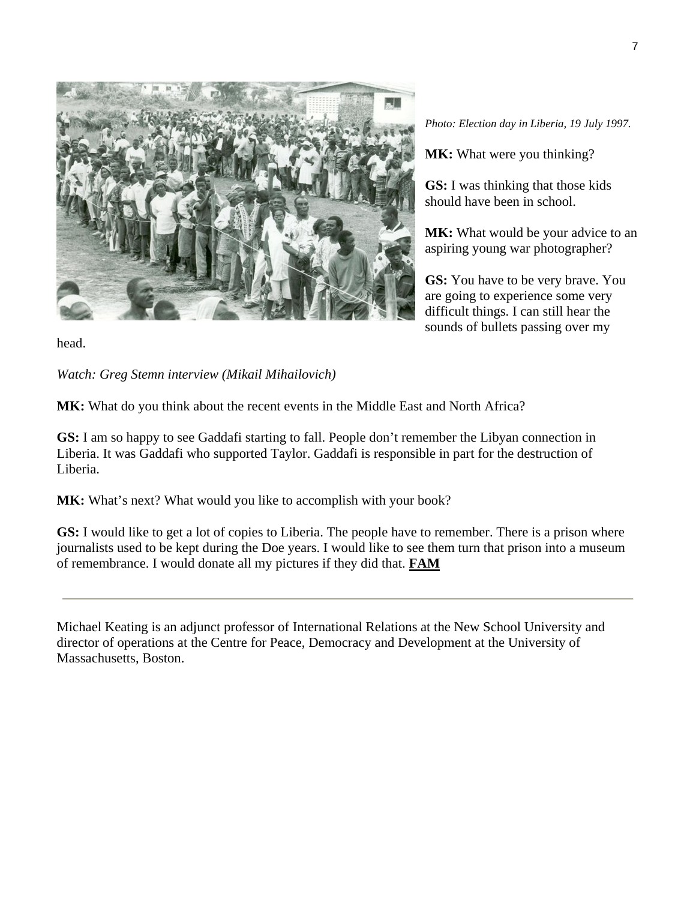*Photo: Election day in Liberia, 19 July 1997.*

**MK:** What were you thinking?

**GS:** I was thinking that those kids should have been in school.

**MK:** What would be your advice to an aspiring young war photographer?

**GS:** You have to be very brave. You are going to experience some very difficult things. I can still hear the sounds of bullets passing over my head.

*Watch: Greg Stemn interview (Mikail Mihailovich)*

**MK:** What do you think about the recent events in the Middle East and North Africa?

**GS:** I am so happy to see Gaddafi starting to fall. People don't remember the Libyan connection in Liberia. It was Gaddafi who supported Taylor. Gaddafi is responsible in part for the destruction of Liberia.

**MK:** What's next? What would you like to accomplish with your book?

**GS:** I would like to get a lot of copies to Liberia. The people have to remember. There is a prison where journalists used to be kept during the Doe years. I would like to see them turn that prison into a museum of remembrance. I would donate all my pictures if they did that. **FAM**

---

Michael Keating is an adjunct professor of International Relations at the New School University and director of operations at the Centre for Peace, Democracy and Development at the University of Massachusetts, Boston.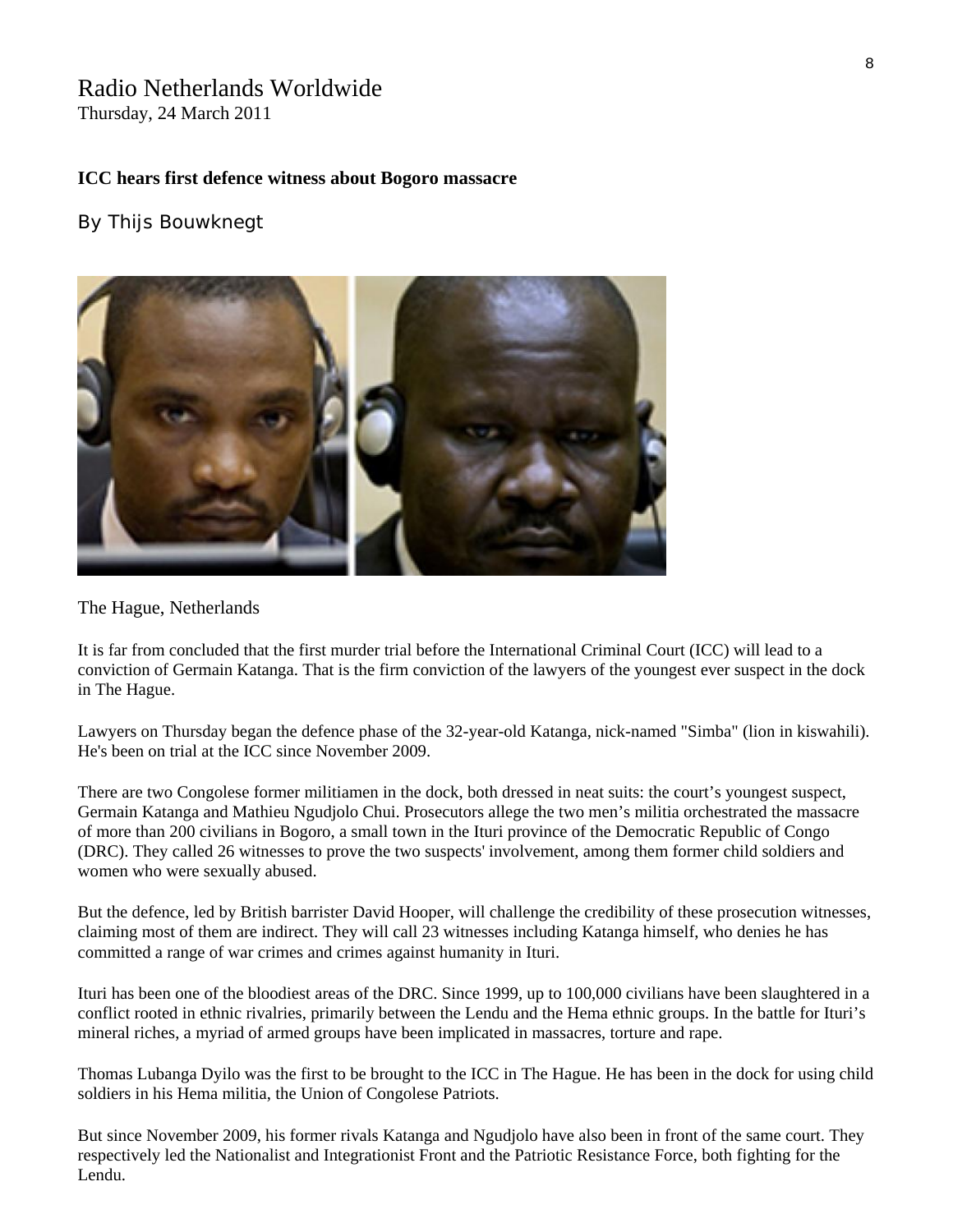Radio Netherlands Worldwide
Thursday, 24 March 2011

**ICC hears first defence witness about Bogoro massacre**

By Thijs Bouwknegt

The Hague, Netherlands

It is far from concluded that the first murder trial before the International Criminal Court (ICC) will lead to a conviction of Germain Katanga. That is the firm conviction of the lawyers of the youngest ever suspect in the dock in The Hague.

Lawyers on Thursday began the defence phase of the 32-year-old Katanga, nick-named "Simba" (lion in kiswahili). He's been on trial at the ICC since November 2009.

There are two Congolese former militiamen in the dock, both dressed in neat suits: the court's youngest suspect, Germain Katanga and Mathieu Ngudjolo Chui. Prosecutors allege the two men's militia orchestrated the massacre of more than 200 civilians in Bogoro, a small town in the Ituri province of the Democratic Republic of Congo (DRC). They called 26 witnesses to prove the two suspects' involvement, among them former child soldiers and women who were sexually abused.

But the defence, led by British barrister David Hooper, will challenge the credibility of these prosecution witnesses, claiming most of them are indirect. They will call 23 witnesses including Katanga himself, who denies he has committed a range of war crimes and crimes against humanity in Ituri.

Ituri has been one of the bloodiest areas of the DRC. Since 1999, up to 100,000 civilians have been slaughtered in a conflict rooted in ethnic rivalries, primarily between the Lendu and the Hema ethnic groups. In the battle for Ituri's mineral riches, a myriad of armed groups have been implicated in massacres, torture and rape.

Thomas Lubanga Dyilo was the first to be brought to the ICC in The Hague. He has been in the dock for using child soldiers in his Hema militia, the Union of Congolese Patriots.

But since November 2009, his former rivals Katanga and Ngudjolo have also been in front of the same court. They respectively led the Nationalist and Integrationist Front and the Patriotic Resistance Force, both fighting for the Lendu.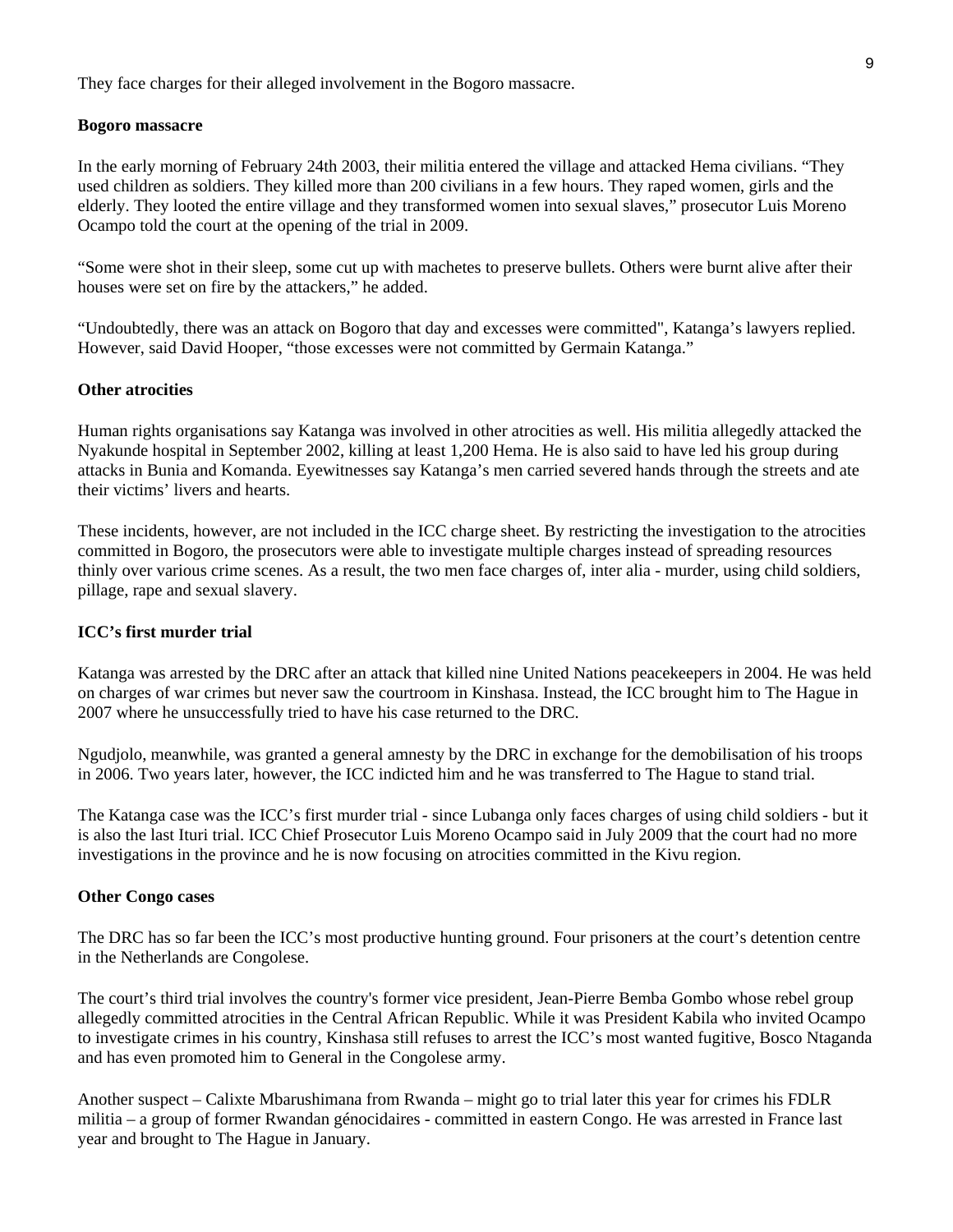They face charges for their alleged involvement in the Bogoro massacre.

**Bogoro massacre**

In the early morning of February 24th 2003, their militia entered the village and attacked Hema civilians. "They used children as soldiers. They killed more than 200 civilians in a few hours. They raped women, girls and the elderly. They looted the entire village and they transformed women into sexual slaves," prosecutor Luis Moreno Ocampo told the court at the opening of the trial in 2009.

"Some were shot in their sleep, some cut up with machetes to preserve bullets. Others were burnt alive after their houses were set on fire by the attackers," he added.

"Undoubtedly, there was an attack on Bogoro that day and excesses were committed", Katanga's lawyers replied. However, said David Hooper, "those excesses were not committed by Germain Katanga."

**Other atrocities**

Human rights organisations say Katanga was involved in other atrocities as well. His militia allegedly attacked the Nyakunde hospital in September 2002, killing at least 1,200 Hema. He is also said to have led his group during attacks in Bunia and Komanda. Eyewitnesses say Katanga's men carried severed hands through the streets and ate their victims' livers and hearts.

These incidents, however, are not included in the ICC charge sheet. By restricting the investigation to the atrocities committed in Bogoro, the prosecutors were able to investigate multiple charges instead of spreading resources thinly over various crime scenes. As a result, the two men face charges of, inter alia - murder, using child soldiers, pillage, rape and sexual slavery.

**ICC's first murder trial**

Katanga was arrested by the DRC after an attack that killed nine United Nations peacekeepers in 2004. He was held on charges of war crimes but never saw the courtroom in Kinshasa. Instead, the ICC brought him to The Hague in 2007 where he unsuccessfully tried to have his case returned to the DRC.

Ngudjolo, meanwhile, was granted a general amnesty by the DRC in exchange for the demobilisation of his troops in 2006. Two years later, however, the ICC indicted him and he was transferred to The Hague to stand trial.

The Katanga case was the ICC's first murder trial - since Lubanga only faces charges of using child soldiers - but it is also the last Ituri trial. ICC Chief Prosecutor Luis Moreno Ocampo said in July 2009 that the court had no more investigations in the province and he is now focusing on atrocities committed in the Kivu region.

**Other Congo cases**

The DRC has so far been the ICC's most productive hunting ground. Four prisoners at the court's detention centre in the Netherlands are Congolese.

The court's third trial involves the country's former vice president, Jean-Pierre Bemba Gombo whose rebel group allegedly committed atrocities in the Central African Republic. While it was President Kabila who invited Ocampo to investigate crimes in his country, Kinshasa still refuses to arrest the ICC's most wanted fugitive, Bosco Ntaganda and has even promoted him to General in the Congolese army.

Another suspect – Calixte Mbarushimana from Rwanda – might go to trial later this year for crimes his FDLR militia – a group of former Rwandan génocidaires - committed in eastern Congo. He was arrested in France last year and brought to The Hague in January.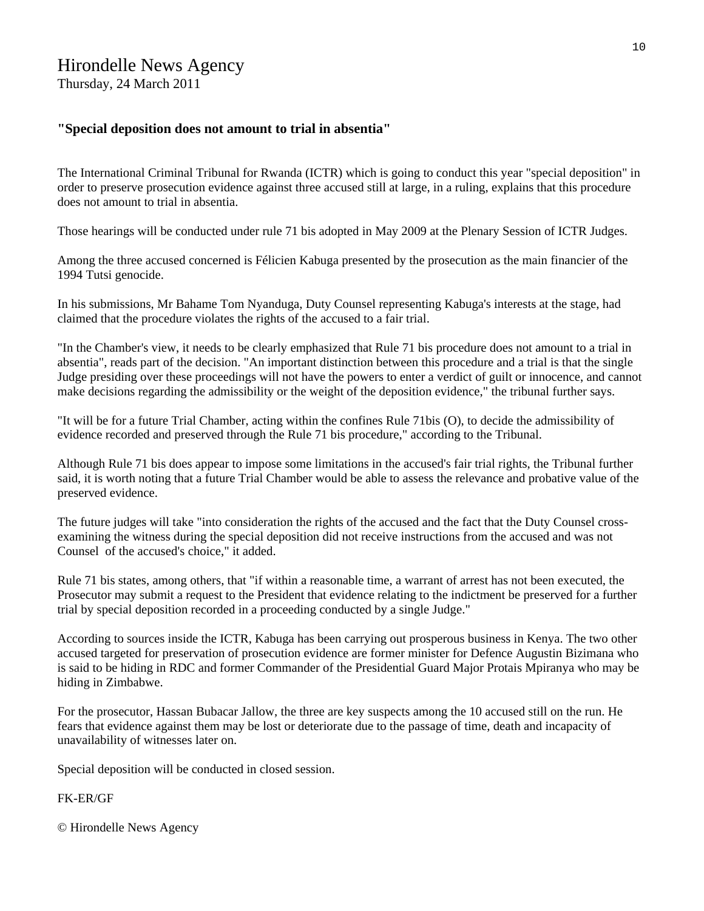# Hirondelle News Agency

Thursday, 24 March 2011

**"Special deposition does not amount to trial in absentia"**

The International Criminal Tribunal for Rwanda (ICTR) which is going to conduct this year "special deposition" in order to preserve prosecution evidence against three accused still at large, in a ruling, explains that this procedure does not amount to trial in absentia.

Those hearings will be conducted under rule 71 bis adopted in May 2009 at the Plenary Session of ICTR Judges.

Among the three accused concerned is Félicien Kabuga presented by the prosecution as the main financier of the 1994 Tutsi genocide.

In his submissions, Mr Bahame Tom Nyanduga, Duty Counsel representing Kabuga's interests at the stage, had claimed that the procedure violates the rights of the accused to a fair trial.

"In the Chamber's view, it needs to be clearly emphasized that Rule 71 bis procedure does not amount to a trial in absentia", reads part of the decision. "An important distinction between this procedure and a trial is that the single Judge presiding over these proceedings will not have the powers to enter a verdict of guilt or innocence, and cannot make decisions regarding the admissibility or the weight of the deposition evidence," the tribunal further says.

"It will be for a future Trial Chamber, acting within the confines Rule 71bis (O), to decide the admissibility of evidence recorded and preserved through the Rule 71 bis procedure," according to the Tribunal.

Although Rule 71 bis does appear to impose some limitations in the accused's fair trial rights, the Tribunal further said, it is worth noting that a future Trial Chamber would be able to assess the relevance and probative value of the preserved evidence.

The future judges will take "into consideration the rights of the accused and the fact that the Duty Counsel cross-examining the witness during the special deposition did not receive instructions from the accused and was not Counsel of the accused's choice," it added.

Rule 71 bis states, among others, that "if within a reasonable time, a warrant of arrest has not been executed, the Prosecutor may submit a request to the President that evidence relating to the indictment be preserved for a further trial by special deposition recorded in a proceeding conducted by a single Judge."

According to sources inside the ICTR, Kabuga has been carrying out prosperous business in Kenya. The two other accused targeted for preservation of prosecution evidence are former minister for Defence Augustin Bizimana who is said to be hiding in RDC and former Commander of the Presidential Guard Major Protais Mpiranya who may be hiding in Zimbabwe.

For the prosecutor, Hassan Bubacar Jallow, the three are key suspects among the 10 accused still on the run. He fears that evidence against them may be lost or deteriorate due to the passage of time, death and incapacity of unavailability of witnesses later on.

Special deposition will be conducted in closed session.

FK-ER/GF

© Hirondelle News Agency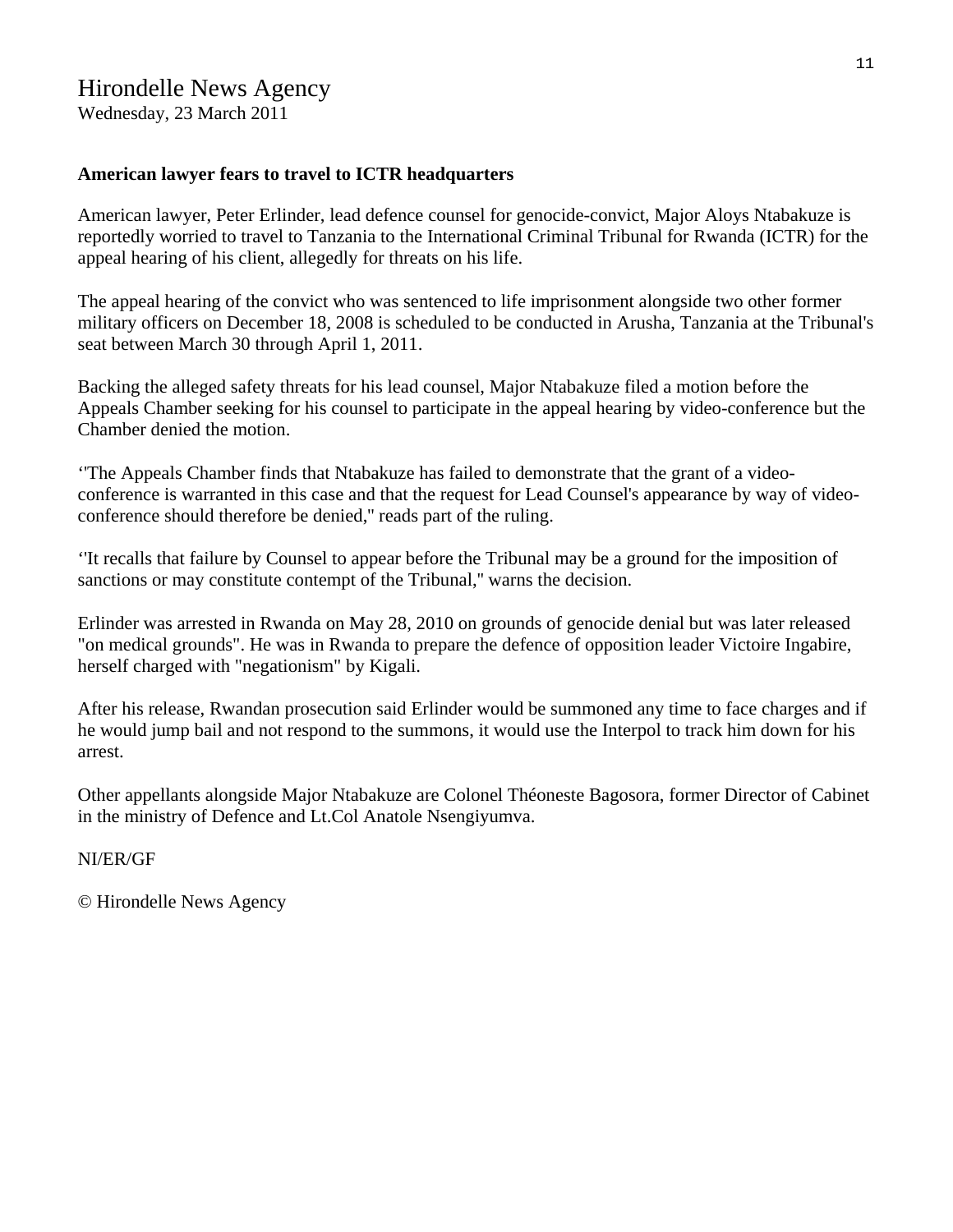# Hirondelle News Agency

Wednesday, 23 March 2011

**American lawyer fears to travel to ICTR headquarters**

American lawyer, Peter Erlinder, lead defence counsel for genocide-convict, Major Aloys Ntabakuze is reportedly worried to travel to Tanzania to the International Criminal Tribunal for Rwanda (ICTR) for the appeal hearing of his client, allegedly for threats on his life.

The appeal hearing of the convict who was sentenced to life imprisonment alongside two other former military officers on December 18, 2008 is scheduled to be conducted in Arusha, Tanzania at the Tribunal's seat between March 30 through April 1, 2011.

Backing the alleged safety threats for his lead counsel, Major Ntabakuze filed a motion before the Appeals Chamber seeking for his counsel to participate in the appeal hearing by video-conference but the Chamber denied the motion.

‘'The Appeals Chamber finds that Ntabakuze has failed to demonstrate that the grant of a video-conference is warranted in this case and that the request for Lead Counsel's appearance by way of video-conference should therefore be denied," reads part of the ruling.

‘'It recalls that failure by Counsel to appear before the Tribunal may be a ground for the imposition of sanctions or may constitute contempt of the Tribunal," warns the decision.

Erlinder was arrested in Rwanda on May 28, 2010 on grounds of genocide denial but was later released "on medical grounds". He was in Rwanda to prepare the defence of opposition leader Victoire Ingabire, herself charged with "negationism" by Kigali.

After his release, Rwandan prosecution said Erlinder would be summoned any time to face charges and if he would jump bail and not respond to the summons, it would use the Interpol to track him down for his arrest.

Other appellants alongside Major Ntabakuze are Colonel Théoneste Bagosora, former Director of Cabinet in the ministry of Defence and Lt.Col Anatole Nsengiyumva.

NI/ER/GF

© Hirondelle News Agency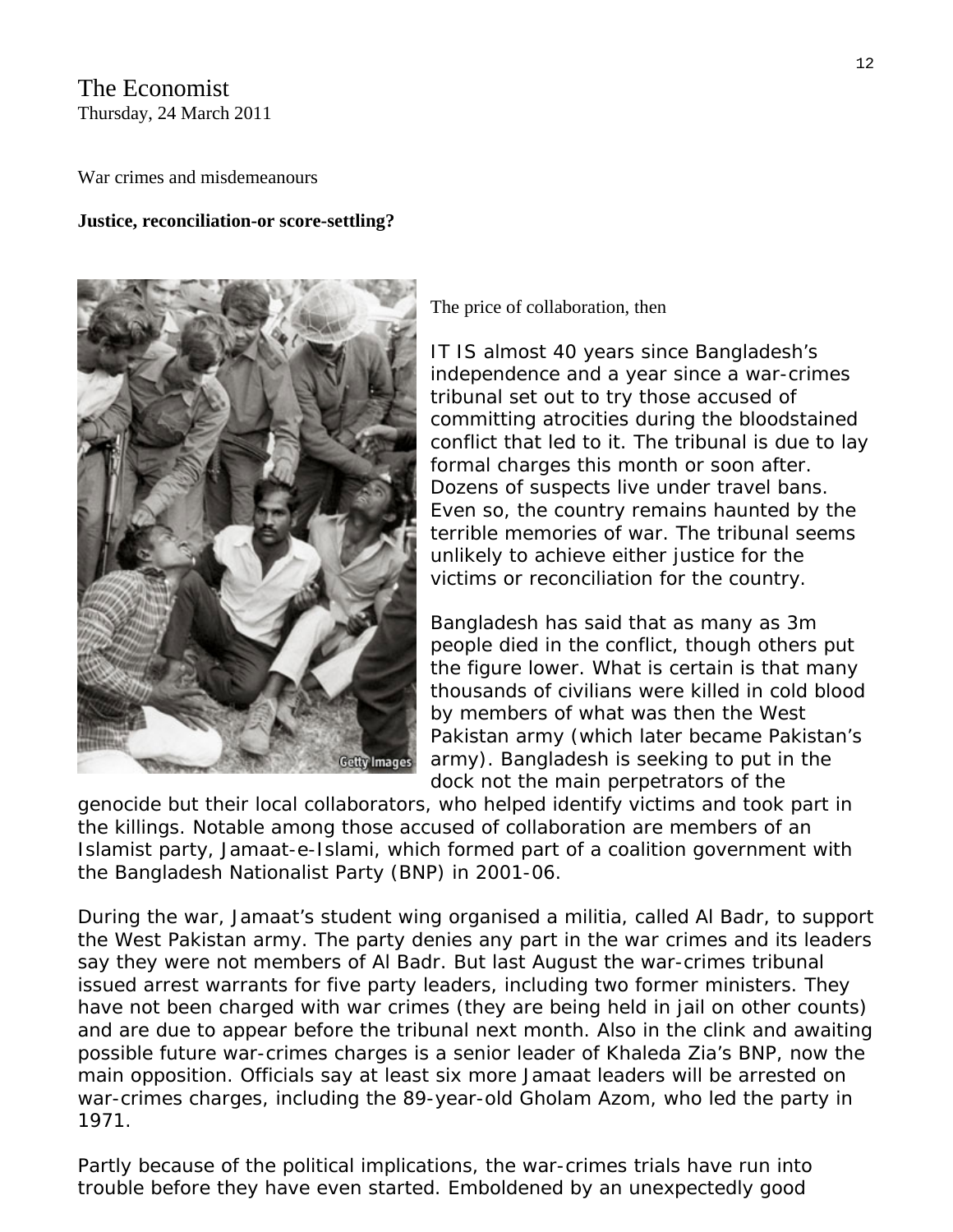The Economist
Thursday, 24 March 2011

War crimes and misdemeanours

**Justice, reconciliation-or score-settling?**

The price of collaboration, then

IT IS almost 40 years since Bangladesh's independence and a year since a war-crimes tribunal set out to try those accused of committing atrocities during the bloodstained conflict that led to it. The tribunal is due to lay formal charges this month or soon after. Dozens of suspects live under travel bans. Even so, the country remains haunted by the terrible memories of war. The tribunal seems unlikely to achieve either justice for the victims or reconciliation for the country.

Bangladesh has said that as many as 3m people died in the conflict, though others put the figure lower. What is certain is that many thousands of civilians were killed in cold blood by members of what was then the West Pakistan army (which later became Pakistan's army). Bangladesh is seeking to put in the dock not the main perpetrators of the genocide but their local collaborators, who helped identify victims and took part in the killings. Notable among those accused of collaboration are members of an Islamist party, Jamaat-e-Islami, which formed part of a coalition government with the Bangladesh Nationalist Party (BNP) in 2001-06.

During the war, Jamaat's student wing organised a militia, called Al Badr, to support the West Pakistan army. The party denies any part in the war crimes and its leaders say they were not members of Al Badr. But last August the war-crimes tribunal issued arrest warrants for five party leaders, including two former ministers. They have not been charged with war crimes (they are being held in jail on other counts) and are due to appear before the tribunal next month. Also in the clink and awaiting possible future war-crimes charges is a senior leader of Khaleda Zia's BNP, now the main opposition. Officials say at least six more Jamaat leaders will be arrested on war-crimes charges, including the 89-year-old Gholam Azom, who led the party in 1971.

Partly because of the political implications, the war-crimes trials have run into trouble before they have even started. Emboldened by an unexpectedly good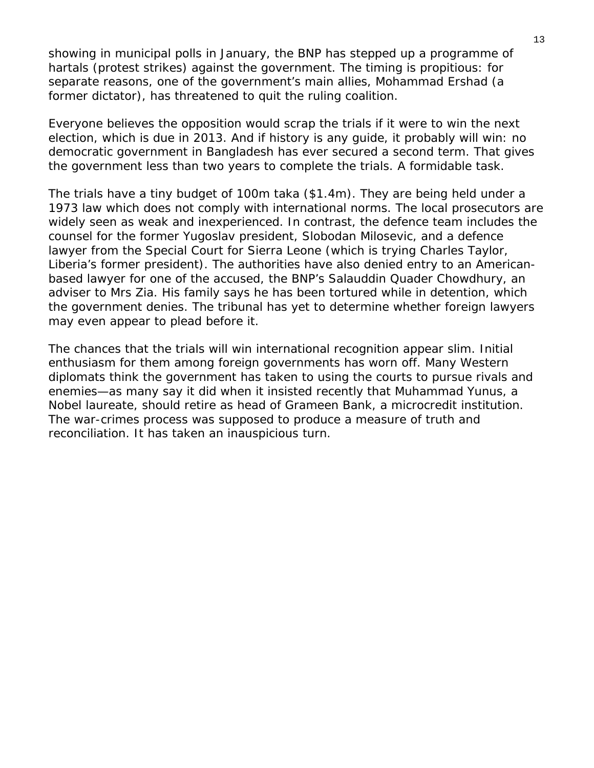showing in municipal polls in January, the BNP has stepped up a programme of hartals (protest strikes) against the government. The timing is propitious: for separate reasons, one of the government's main allies, Mohammad Ershad (a former dictator), has threatened to quit the ruling coalition.

Everyone believes the opposition would scrap the trials if it were to win the next election, which is due in 2013. And if history is any guide, it probably will win: no democratic government in Bangladesh has ever secured a second term. That gives the government less than two years to complete the trials. A formidable task.

The trials have a tiny budget of 100m taka ($1.4m). They are being held under a 1973 law which does not comply with international norms. The local prosecutors are widely seen as weak and inexperienced. In contrast, the defence team includes the counsel for the former Yugoslav president, Slobodan Milosevic, and a defence lawyer from the Special Court for Sierra Leone (which is trying Charles Taylor, Liberia's former president). The authorities have also denied entry to an American-based lawyer for one of the accused, the BNP's Salauddin Quader Chowdhury, an adviser to Mrs Zia. His family says he has been tortured while in detention, which the government denies. The tribunal has yet to determine whether foreign lawyers may even appear to plead before it.

The chances that the trials will win international recognition appear slim. Initial enthusiasm for them among foreign governments has worn off. Many Western diplomats think the government has taken to using the courts to pursue rivals and enemies—as many say it did when it insisted recently that Muhammad Yunus, a Nobel laureate, should retire as head of Grameen Bank, a microcredit institution. The war-crimes process was supposed to produce a measure of truth and reconciliation. It has taken an inauspicious turn.